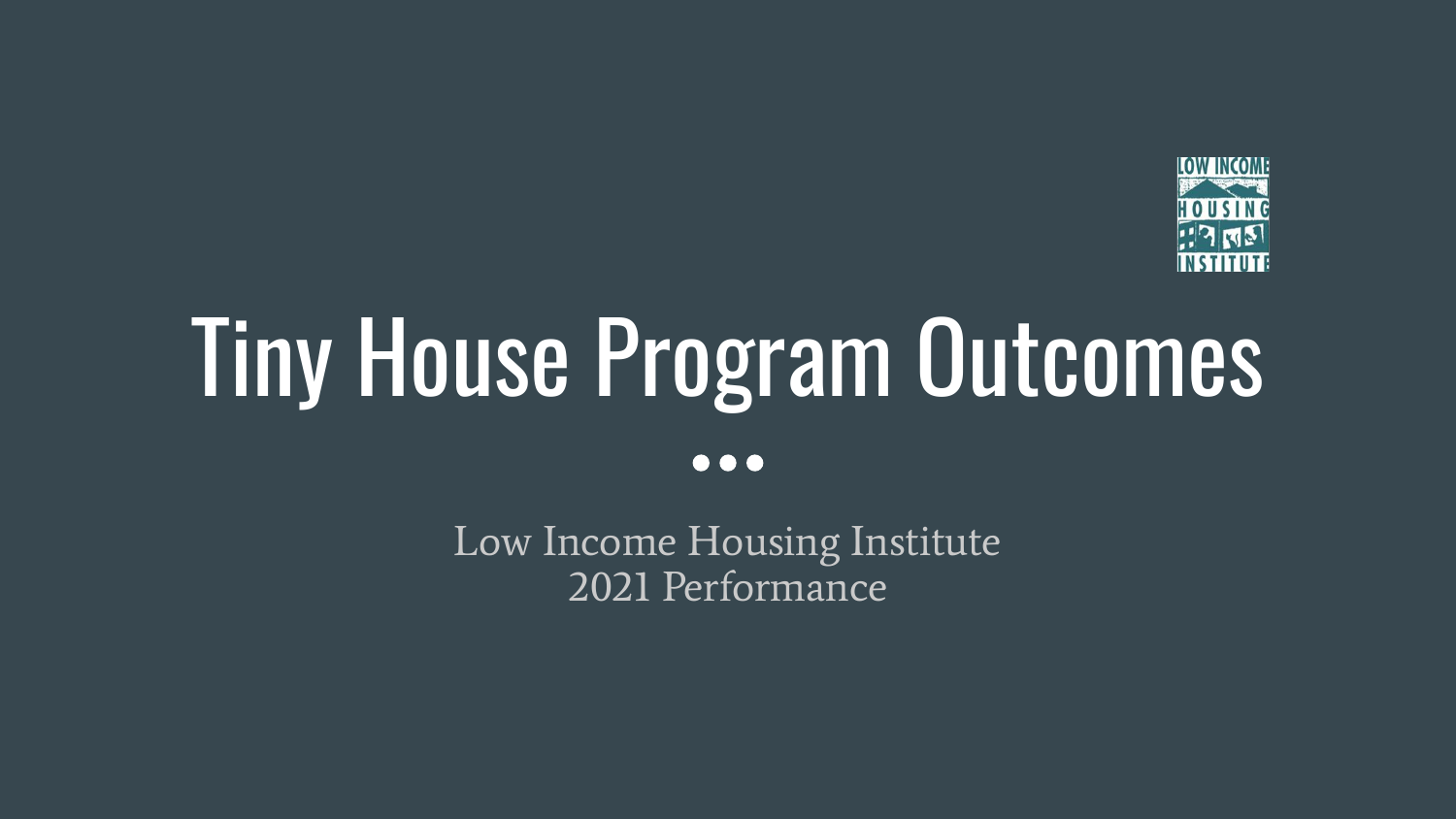# Tiny House Program Outcomes

Low Income Housing Institute
2021 Performance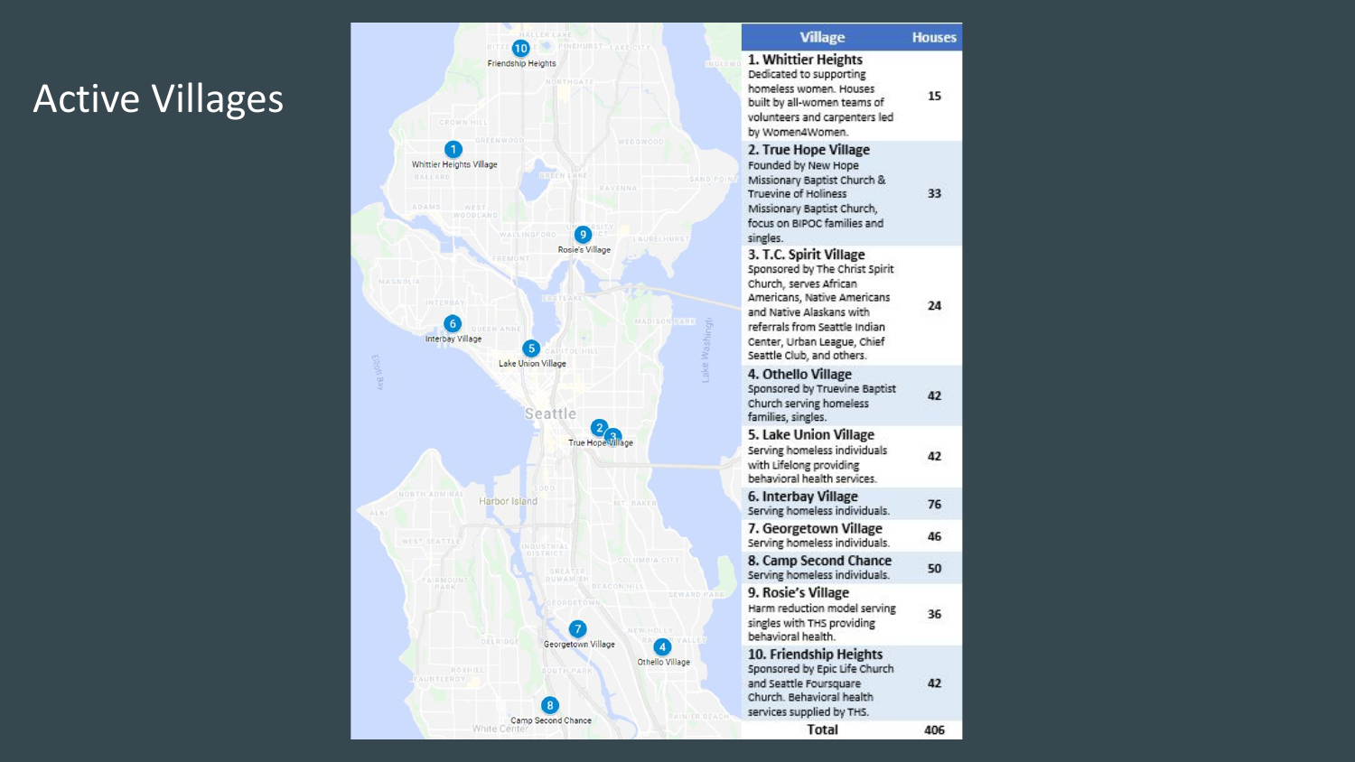# Active Villages

| Village | Houses |
|---|---|
| **1. Whittier Heights** Dedicated to supporting homeless women. Houses built by all-women teams of volunteers and carpenters led by Women4Women. | 15 |
| **2. True Hope Village** Founded by New Hope Missionary Baptist Church & Truevine of Holiness Missionary Baptist Church, focus on BIPOC families and singles. | 33 |
| **3. T.C. Spirit Village** Sponsored by The Christ Spirit Church, serves African Americans, Native Americans and Native Alaskans with referrals from Seattle Indian Center, Urban League, Chief Seattle Club, and others. | 24 |
| **4. Othello Village** Sponsored by Truevine Baptist Church serving homeless families, singles. | 42 |
| **5. Lake Union Village** Serving homeless individuals with Lifelong providing behavioral health services. | 42 |
| **6. Interbay Village** Serving homeless individuals. | 76 |
| **7. Georgetown Village** Serving homeless individuals. | 46 |
| **8. Camp Second Chance** Serving homeless individuals. | 50 |
| **9. Rosie's Village** Harm reduction model serving singles with THS providing behavioral health. | 36 |
| **10. Friendship Heights** Sponsored by Epic Life Church and Seattle Foursquare Church. Behavioral health services supplied by THS. | 42 |
| **Total** | **406** |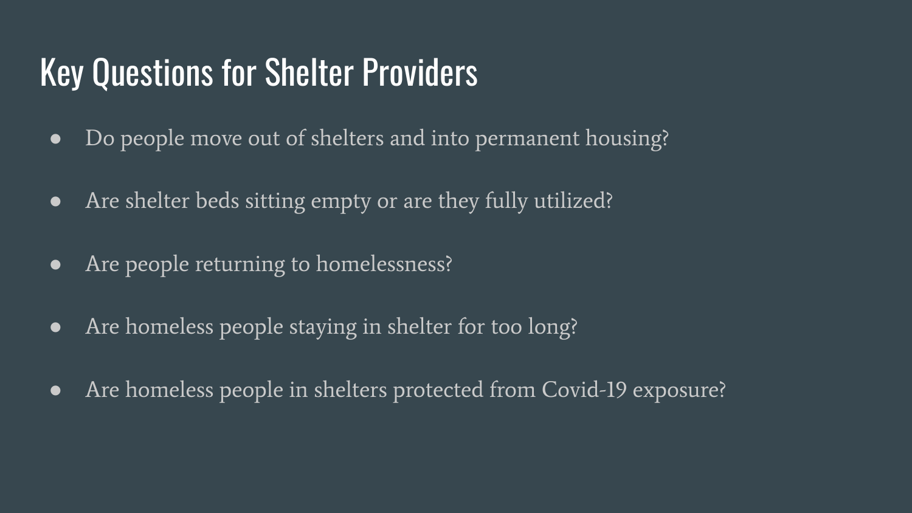# Key Questions for Shelter Providers

- Do people move out of shelters and into permanent housing?
- Are shelter beds sitting empty or are they fully utilized?
- Are people returning to homelessness?
- Are homeless people staying in shelter for too long?
- Are homeless people in shelters protected from Covid-19 exposure?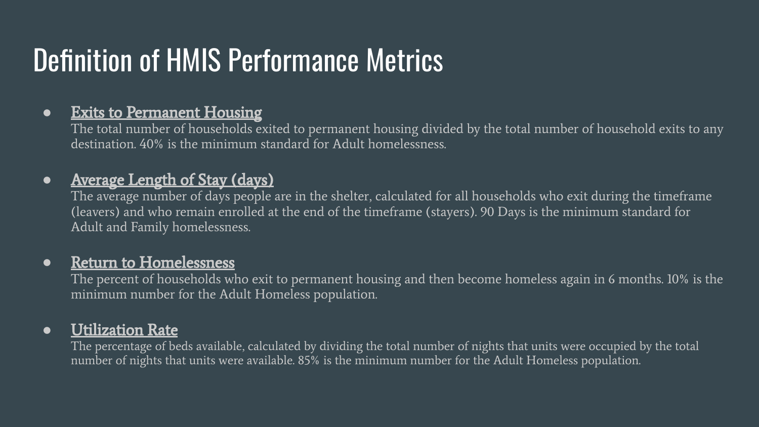# Definition of HMIS Performance Metrics

- <u>Exits to Permanent Housing</u>
  The total number of households exited to permanent housing divided by the total number of household exits to any destination. 40% is the minimum standard for Adult homelessness.

- <u>Average Length of Stay (days)</u>
  The average number of days people are in the shelter, calculated for all households who exit during the timeframe (leavers) and who remain enrolled at the end of the timeframe (stayers). 90 Days is the minimum standard for Adult and Family homelessness.

- <u>Return to Homelessness</u>
  The percent of households who exit to permanent housing and then become homeless again in 6 months. 10% is the minimum number for the Adult Homeless population.

- <u>Utilization Rate</u>
  The percentage of beds available, calculated by dividing the total number of nights that units were occupied by the total number of nights that units were available. 85% is the minimum number for the Adult Homeless population.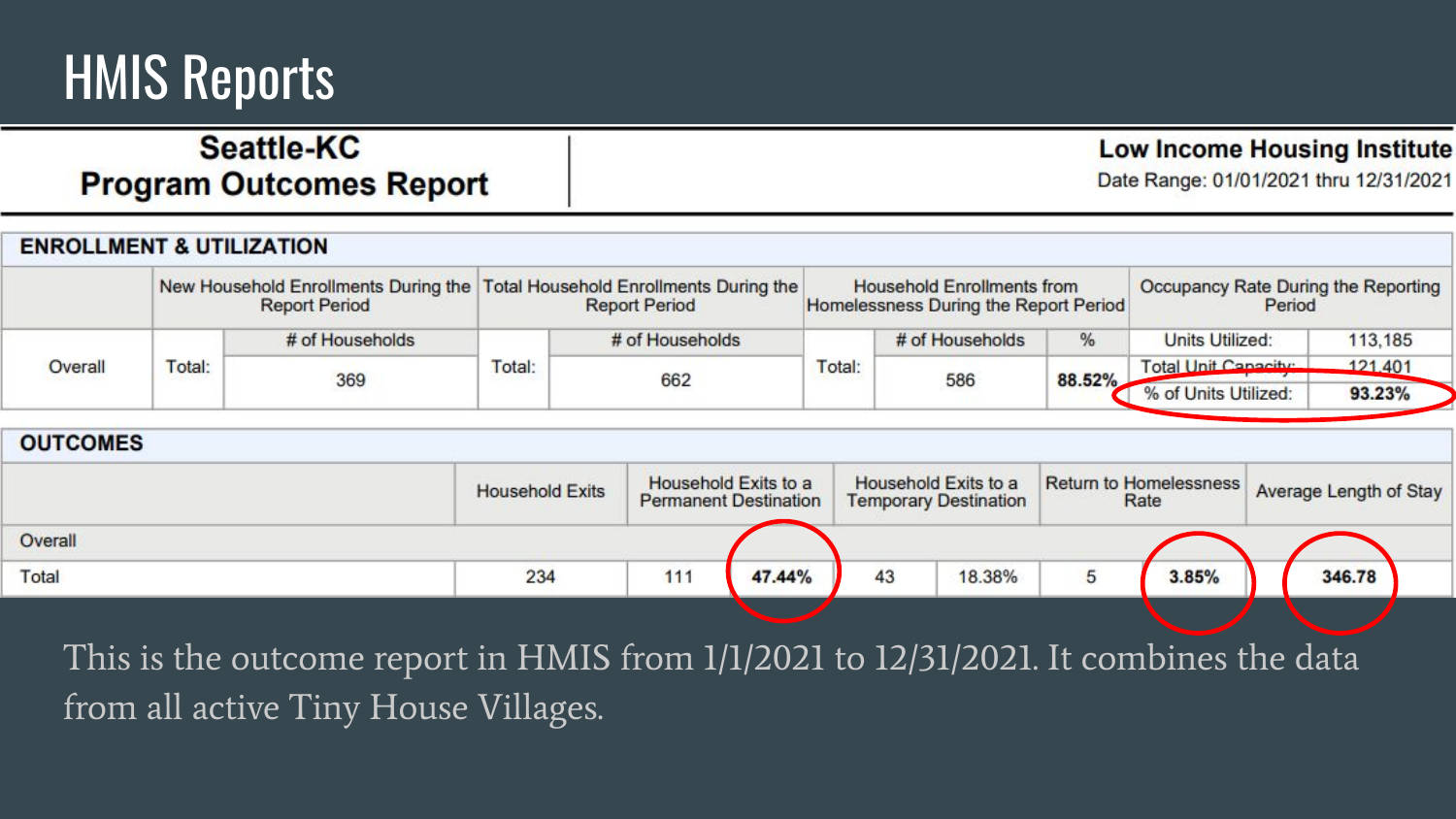# HMIS Reports

**Seattle-KC**
**Program Outcomes Report**

**Low Income Housing Institute**
Date Range: 01/01/2021 thru 12/31/2021

**ENROLLMENT & UTILIZATION**

| | New Household Enrollments During the Report Period | | Total Household Enrollments During the Report Period | | Household Enrollments from Homelessness During the Report Period | | | Occupancy Rate During the Reporting Period | |
|---|---|---|---|---|---|---|---|---|---|
| | | # of Households | | # of Households | | # of Households | % | Units Utilized: | 113,185 |
| Overall | Total: | 369 | Total: | 662 | Total: | 586 | **88.52%** | Total Unit Capacity: | 121,401 |
| | | | | | | | | % of Units Utilized: | **93.23%** |

**OUTCOMES**

| | Household Exits | Household Exits to a Permanent Destination | | Household Exits to a Temporary Destination | | Return to Homelessness Rate | | Average Length of Stay |
|---|---|---|---|---|---|---|---|---|
| Overall | | | | | | | | |
| Total | 234 | 111 | **47.44%** | 43 | 18.38% | 5 | **3.85%** | **346.78** |

This is the outcome report in HMIS from 1/1/2021 to 12/31/2021. It combines the data from all active Tiny House Villages.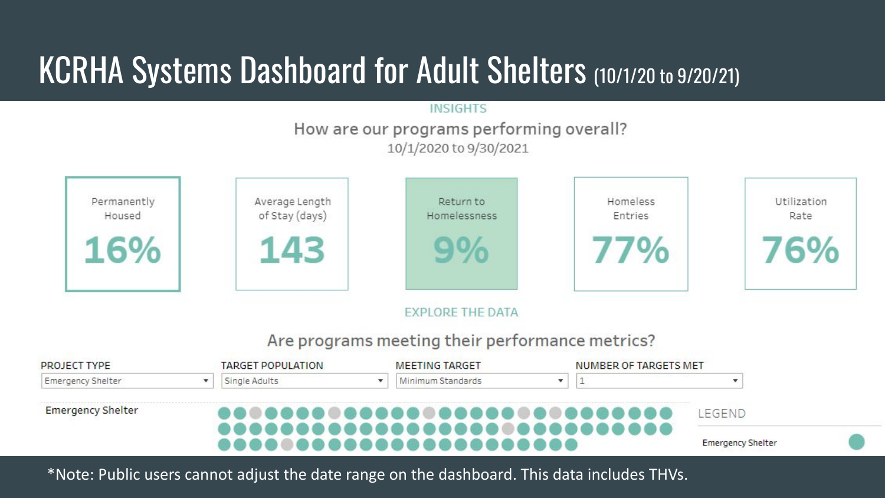# KCRHA Systems Dashboard for Adult Shelters (10/1/20 to 9/20/21)

INSIGHTS

How are our programs performing overall?

10/1/2020 to 9/30/2021

| Permanently Housed | Average Length of Stay (days) | Return to Homelessness | Homeless Entries | Utilization Rate |
|---|---|---|---|---|
| 16% | 143 | 9% | 77% | 76% |

EXPLORE THE DATA

Are programs meeting their performance metrics?

| PROJECT TYPE | TARGET POPULATION | MEETING TARGET | NUMBER OF TARGETS MET |
|---|---|---|---|
| Emergency Shelter | Single Adults | Minimum Standards | 1 |

Emergency Shelter

LEGEND

Emergency Shelter

*Note: Public users cannot adjust the date range on the dashboard. This data includes THVs.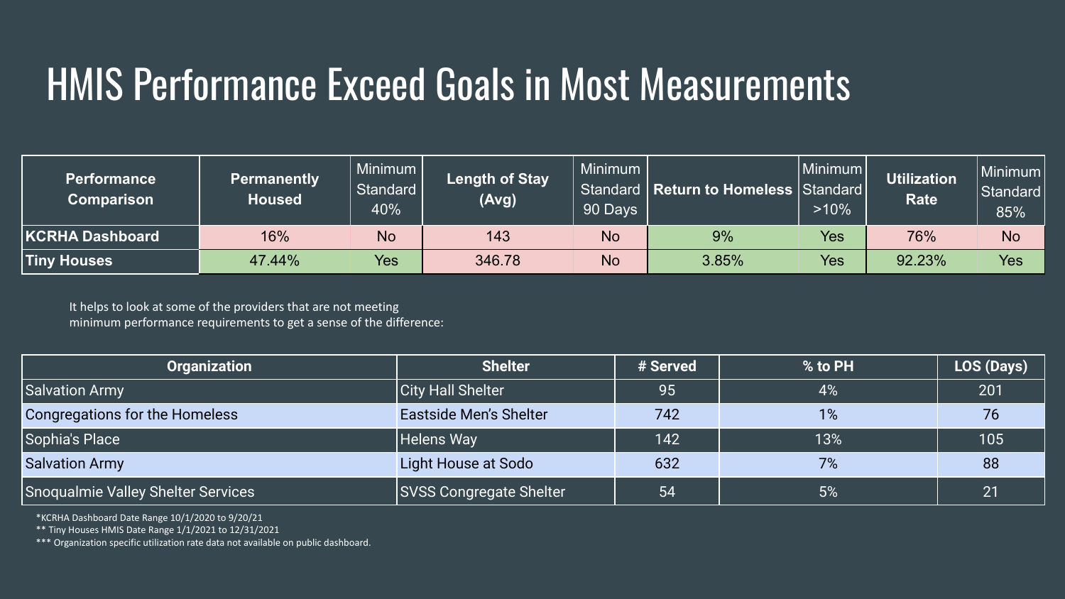# HMIS Performance Exceed Goals in Most Measurements

| Performance Comparison | Permanently Housed | Minimum Standard 40% | Length of Stay (Avg) | Minimum Standard 90 Days | Return to Homeless | Minimum Standard >10% | Utilization Rate | Minimum Standard 85% |
|---|---|---|---|---|---|---|---|---|
| **KCRHA Dashboard** | 16% | No | 143 | No | 9% | Yes | 76% | No |
| **Tiny Houses** | 47.44% | Yes | 346.78 | No | 3.85% | Yes | 92.23% | Yes |

It helps to look at some of the providers that are not meeting minimum performance requirements to get a sense of the difference:

| Organization | Shelter | # Served | % to PH | LOS (Days) |
|---|---|---|---|---|
| Salvation Army | City Hall Shelter | 95 | 4% | 201 |
| Congregations for the Homeless | Eastside Men's Shelter | 742 | 1% | 76 |
| Sophia's Place | Helens Way | 142 | 13% | 105 |
| Salvation Army | Light House at Sodo | 632 | 7% | 88 |
| Snoqualmie Valley Shelter Services | SVSS Congregate Shelter | 54 | 5% | 21 |

*KCRHA Dashboard Date Range 10/1/2020 to 9/20/21

** Tiny Houses HMIS Date Range 1/1/2021 to 12/31/2021

*** Organization specific utilization rate data not available on public dashboard.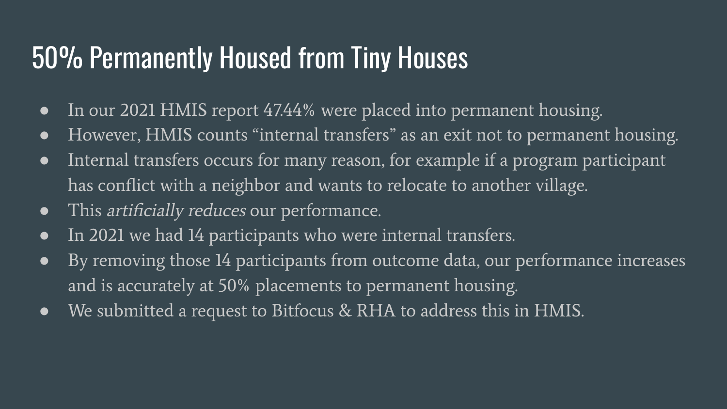# 50% Permanently Housed from Tiny Houses

- In our 2021 HMIS report 47.44% were placed into permanent housing.
- However, HMIS counts "internal transfers" as an exit not to permanent housing.
- Internal transfers occurs for many reason, for example if a program participant has conflict with a neighbor and wants to relocate to another village.
- This *artificially reduces* our performance.
- In 2021 we had 14 participants who were internal transfers.
- By removing those 14 participants from outcome data, our performance increases and is accurately at 50% placements to permanent housing.
- We submitted a request to Bitfocus & RHA to address this in HMIS.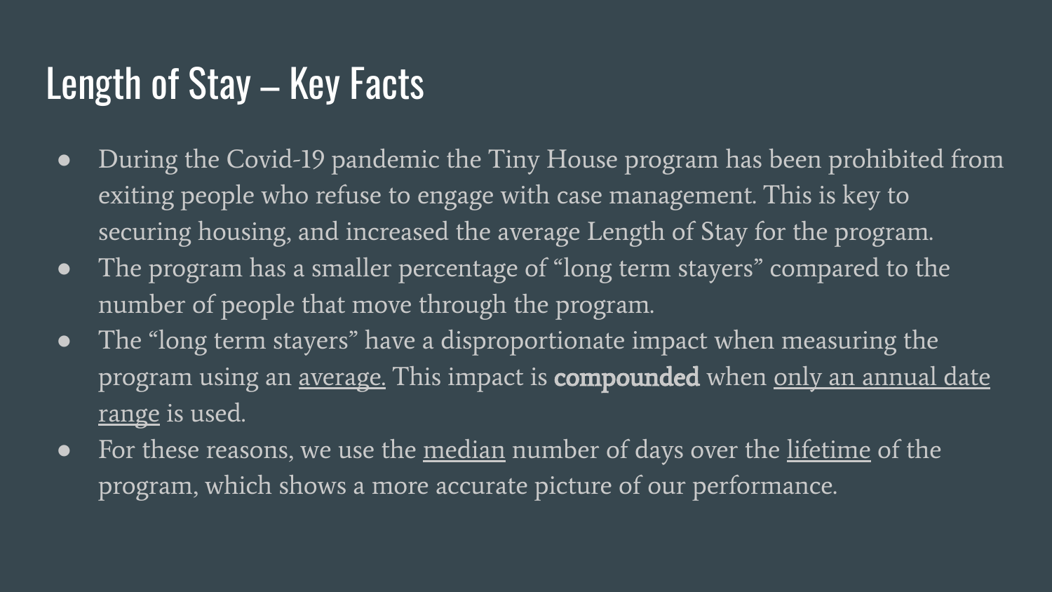# Length of Stay – Key Facts

- During the Covid-19 pandemic the Tiny House program has been prohibited from exiting people who refuse to engage with case management. This is key to securing housing, and increased the average Length of Stay for the program.
- The program has a smaller percentage of "long term stayers" compared to the number of people that move through the program.
- The "long term stayers" have a disproportionate impact when measuring the program using an <u>average.</u> This impact is **compounded** when <u>only an annual date range</u> is used.
- For these reasons, we use the <u>median</u> number of days over the <u>lifetime</u> of the program, which shows a more accurate picture of our performance.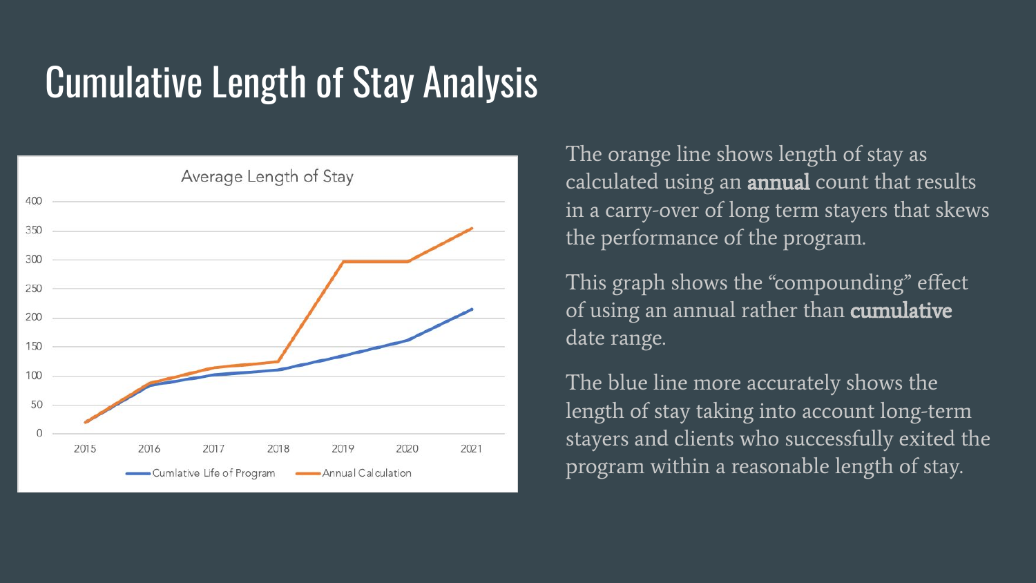# Cumulative Length of Stay Analysis

The orange line shows length of stay as calculated using an **annual** count that results in a carry-over of long term stayers that skews the performance of the program.

This graph shows the "compounding" effect of using an annual rather than **cumulative** date range.

The blue line more accurately shows the length of stay taking into account long-term stayers and clients who successfully exited the program within a reasonable length of stay.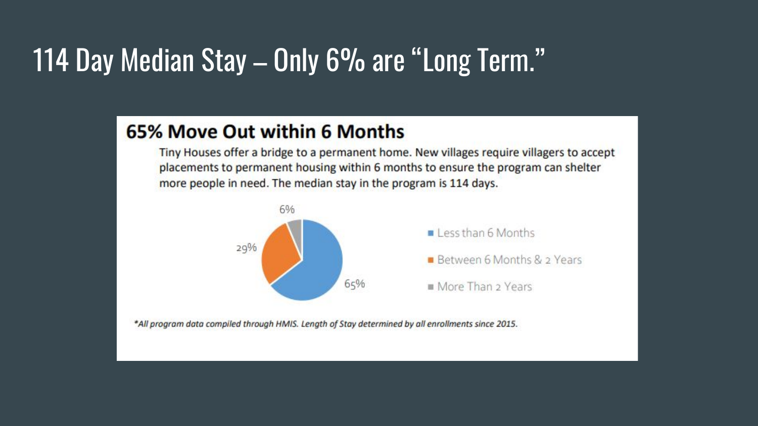# 114 Day Median Stay – Only 6% are "Long Term."

## 65% Move Out within 6 Months

Tiny Houses offer a bridge to a permanent home. New villages require villagers to accept placements to permanent housing within 6 months to ensure the program can shelter more people in need. The median stay in the program is 114 days.

| Length of Stay | Percent |
| --- | --- |
| Less than 6 Months | 65% |
| Between 6 Months & 2 Years | 29% |
| More Than 2 Years | 6% |

*\*All program data compiled through HMIS. Length of Stay determined by all enrollments since 2015.*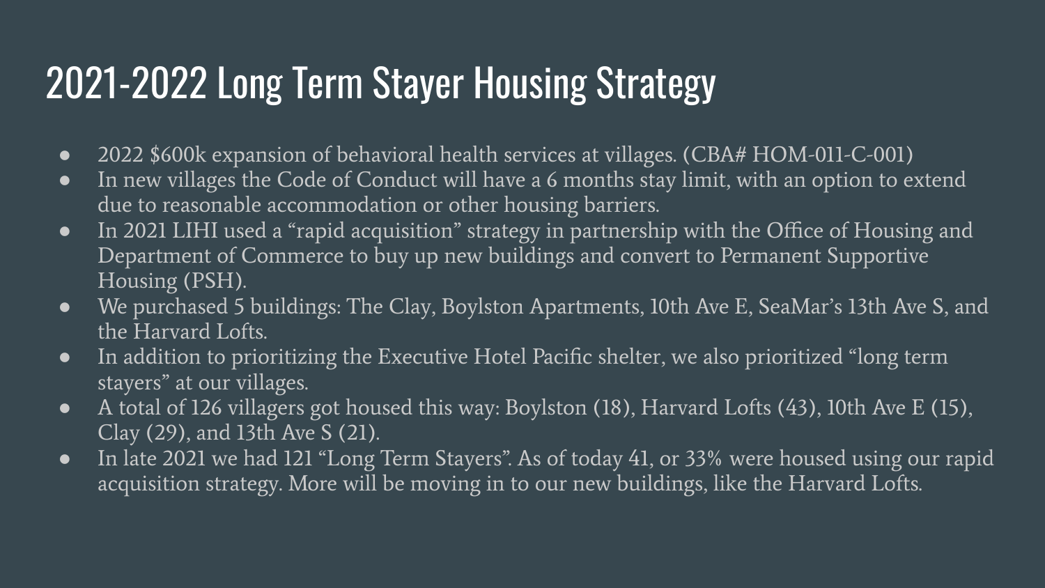# 2021-2022 Long Term Stayer Housing Strategy

- 2022 $600k expansion of behavioral health services at villages. (CBA# HOM-011-C-001)
- In new villages the Code of Conduct will have a 6 months stay limit, with an option to extend due to reasonable accommodation or other housing barriers.
- In 2021 LIHI used a "rapid acquisition" strategy in partnership with the Office of Housing and Department of Commerce to buy up new buildings and convert to Permanent Supportive Housing (PSH).
- We purchased 5 buildings: The Clay, Boylston Apartments, 10th Ave E, SeaMar's 13th Ave S, and the Harvard Lofts.
- In addition to prioritizing the Executive Hotel Pacific shelter, we also prioritized "long term stayers" at our villages.
- A total of 126 villagers got housed this way: Boylston (18), Harvard Lofts (43), 10th Ave E (15), Clay (29), and 13th Ave S (21).
- In late 2021 we had 121 "Long Term Stayers". As of today 41, or 33% were housed using our rapid acquisition strategy. More will be moving in to our new buildings, like the Harvard Lofts.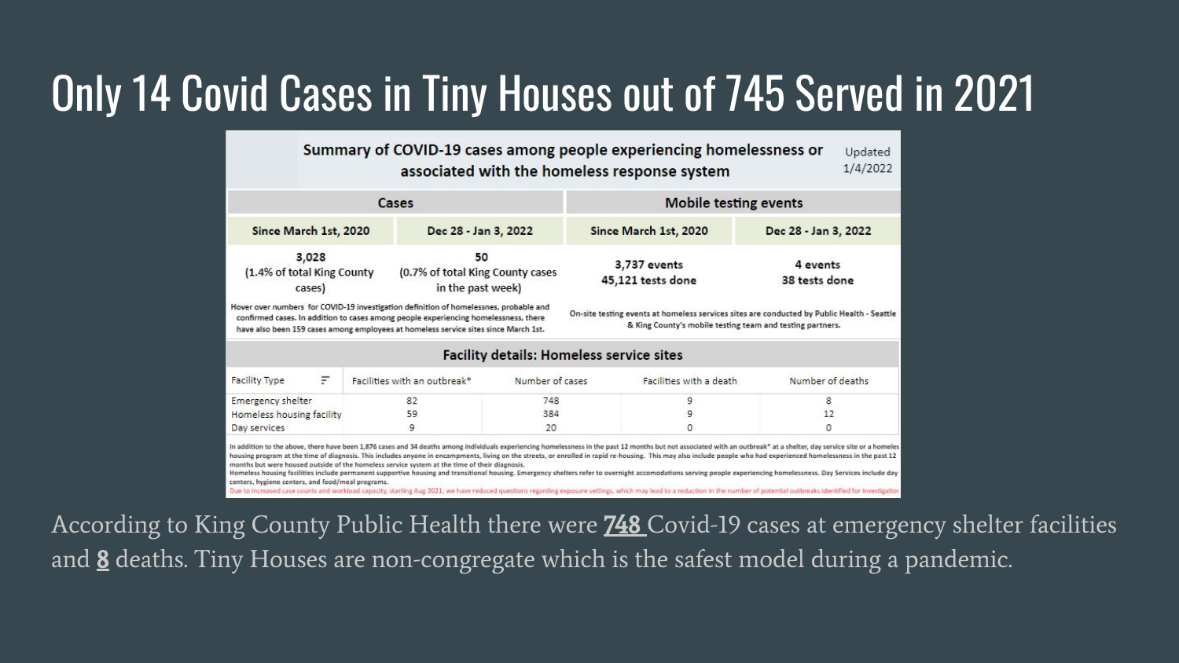# Only 14 Covid Cases in Tiny Houses out of 745 Served in 2021

**Summary of COVID-19 cases among people experiencing homelessness or associated with the homeless response system** — Updated 1/4/2022

| Cases | | Mobile testing events | |
|---|---|---|---|
| Since March 1st, 2020 | Dec 28 - Jan 3, 2022 | Since March 1st, 2020 | Dec 28 - Jan 3, 2022 |
| 3,028 (1.4% of total King County cases) | 50 (0.7% of total King County cases in the past week) | 3,737 events 45,121 tests done | 4 events 38 tests done |

Hover over numbers for COVID-19 investigation definition of homelessnes, probable and confirmed cases. In addition to cases among people experiencing homelessness, there have also been 159 cases among employees at homeless service sites since March 1st.

On-site testing events at homeless services sites are conducted by Public Health - Seattle & King County's mobile testing team and testing partners.

**Facility details: Homeless service sites**

| Facility Type | Facilities with an outbreak* | Number of cases | Facilities with a death | Number of deaths |
|---|---|---|---|---|
| Emergency shelter | 82 | 748 | 9 | 8 |
| Homeless housing facility | 59 | 384 | 9 | 12 |
| Day services | 9 | 20 | 0 | 0 |

In addition to the above, there have been 1,876 cases and 34 deaths among individuals experiencing homelessness in the past 12 months but not associated with an outbreak* at a shelter, day service site or a homeles housing program at the time of diagnosis. This includes anyone in encampments, living on the streets, or enrolled in rapid re-housing. This may also include people who had experienced homelessness in the past 12 months but were housed outside of the homeless service system at the time of their diagnosis.
Homeless housing facilities include permanent supportive housing and transitional housing. Emergency shelters refer to overnight accomodations serving people experiencing homelessness. Day Services include day centers, hygiene centers, and food/meal programs.
Due to increased case counts and workload capacity, starting Aug 2021, we have reduced questions regarding exposure settings, which may lead to a reduction in the number of potential outbreaks identified for investigation

According to King County Public Health there were **748** Covid-19 cases at emergency shelter facilities and **8** deaths. Tiny Houses are non-congregate which is the safest model during a pandemic.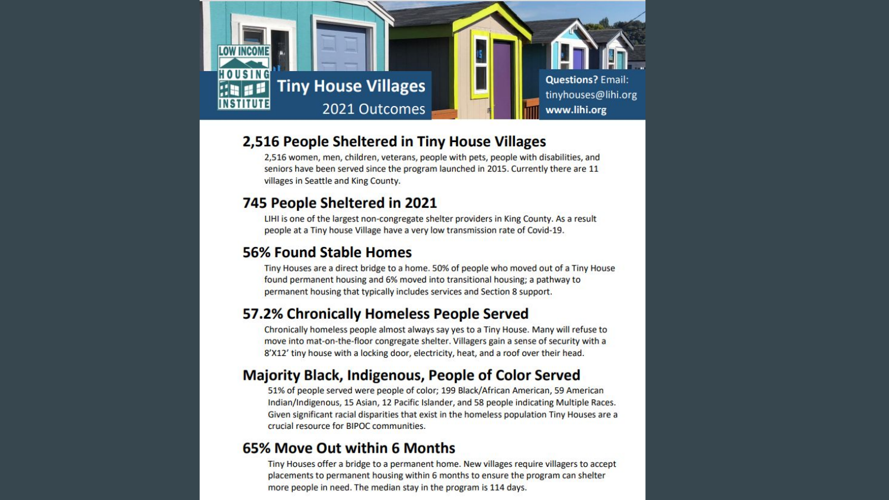LOW INCOME HOUSING INSTITUTE

# Tiny House Villages

2021 Outcomes

**Questions?** Email: tinyhouses@lihi.org
**www.lihi.org**

## 2,516 People Sheltered in Tiny House Villages

2,516 women, men, children, veterans, people with pets, people with disabilities, and seniors have been served since the program launched in 2015. Currently there are 11 villages in Seattle and King County.

## 745 People Sheltered in 2021

LIHI is one of the largest non-congregate shelter providers in King County. As a result people at a Tiny house Village have a very low transmission rate of Covid-19.

## 56% Found Stable Homes

Tiny Houses are a direct bridge to a home. 50% of people who moved out of a Tiny House found permanent housing and 6% moved into transitional housing; a pathway to permanent housing that typically includes services and Section 8 support.

## 57.2% Chronically Homeless People Served

Chronically homeless people almost always say yes to a Tiny House. Many will refuse to move into mat-on-the-floor congregate shelter. Villagers gain a sense of security with a 8'X12' tiny house with a locking door, electricity, heat, and a roof over their head.

## Majority Black, Indigenous, People of Color Served

51% of people served were people of color; 199 Black/African American, 59 American Indian/Indigenous, 15 Asian, 12 Pacific Islander, and 58 people indicating Multiple Races. Given significant racial disparities that exist in the homeless population Tiny Houses are a crucial resource for BIPOC communities.

## 65% Move Out within 6 Months

Tiny Houses offer a bridge to a permanent home. New villages require villagers to accept placements to permanent housing within 6 months to ensure the program can shelter more people in need. The median stay in the program is 114 days.